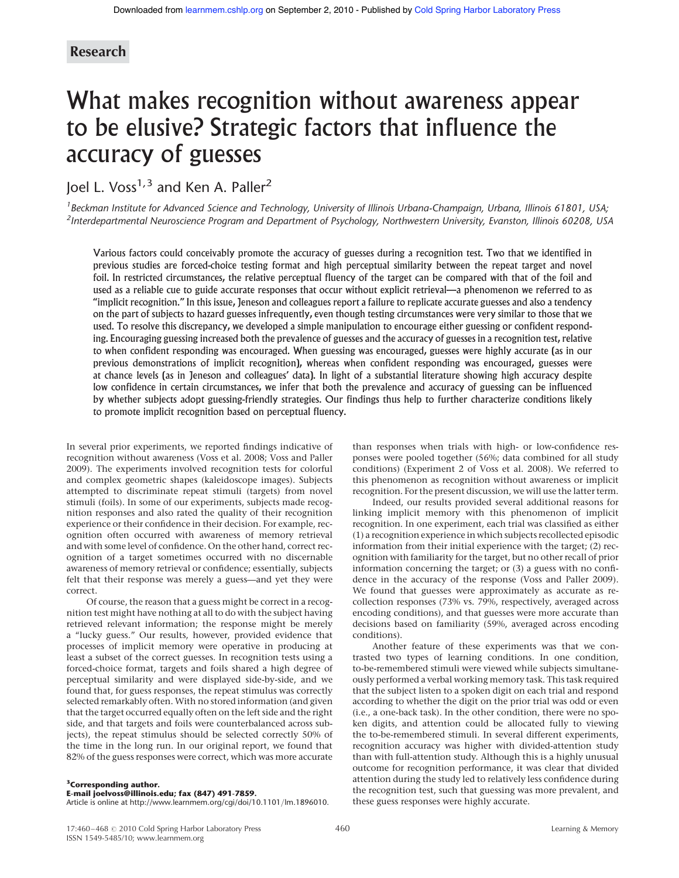Research

# What makes recognition without awareness appear to be elusive? Strategic factors that influence the accuracy of guesses

Joel L. Voss[1,3] and Ken A. Paller[2]

[1]Beckman Institute for Advanced Science and Technology, University of Illinois Urbana-Champaign, Urbana, Illinois 61801, USA; [2]Interdepartmental Neuroscience Program and Department of Psychology, Northwestern University, Evanston, Illinois 60208, USA

**Various factors could conceivably promote the accuracy of guesses during a recognition test. Two that we identified in previous studies are forced-choice testing format and high perceptual similarity between the repeat target and novel foil. In restricted circumstances, the relative perceptual fluency of the target can be compared with that of the foil and used as a reliable cue to guide accurate responses that occur without explicit retrieval—a phenomenon we referred to as "implicit recognition." In this issue, Jeneson and colleagues report a failure to replicate accurate guesses and also a tendency on the part of subjects to hazard guesses infrequently, even though testing circumstances were very similar to those that we used. To resolve this discrepancy, we developed a simple manipulation to encourage either guessing or confident responding. Encouraging guessing increased both the prevalence of guesses and the accuracy of guesses in a recognition test, relative to when confident responding was encouraged. When guessing was encouraged, guesses were highly accurate (as in our previous demonstrations of implicit recognition), whereas when confident responding was encouraged, guesses were at chance levels (as in Jeneson and colleagues' data). In light of a substantial literature showing high accuracy despite low confidence in certain circumstances, we infer that both the prevalence and accuracy of guessing can be influenced by whether subjects adopt guessing-friendly strategies. Our findings thus help to further characterize conditions likely to promote implicit recognition based on perceptual fluency.**

In several prior experiments, we reported findings indicative of recognition without awareness (Voss et al. 2008; Voss and Paller 2009). The experiments involved recognition tests for colorful and complex geometric shapes (kaleidoscope images). Subjects attempted to discriminate repeat stimuli (targets) from novel stimuli (foils). In some of our experiments, subjects made recognition responses and also rated the quality of their recognition experience or their confidence in their decision. For example, recognition often occurred with awareness of memory retrieval and with some level of confidence. On the other hand, correct recognition of a target sometimes occurred with no discernable awareness of memory retrieval or confidence; essentially, subjects felt that their response was merely a guess—and yet they were correct.

Of course, the reason that a guess might be correct in a recognition test might have nothing at all to do with the subject having retrieved relevant information; the response might be merely a "lucky guess." Our results, however, provided evidence that processes of implicit memory were operative in producing at least a subset of the correct guesses. In recognition tests using a forced-choice format, targets and foils shared a high degree of perceptual similarity and were displayed side-by-side, and we found that, for guess responses, the repeat stimulus was correctly selected remarkably often. With no stored information (and given that the target occurred equally often on the left side and the right side, and that targets and foils were counterbalanced across subjects), the repeat stimulus should be selected correctly 50% of the time in the long run. In our original report, we found that 82% of the guess responses were correct, which was more accurate than responses when trials with high- or low-confidence responses were pooled together (56%; data combined for all study conditions) (Experiment 2 of Voss et al. 2008). We referred to this phenomenon as recognition without awareness or implicit recognition. For the present discussion, we will use the latter term.

Indeed, our results provided several additional reasons for linking implicit memory with this phenomenon of implicit recognition. In one experiment, each trial was classified as either (1) a recognition experience in which subjects recollected episodic information from their initial experience with the target; (2) recognition with familiarity for the target, but no other recall of prior information concerning the target; or (3) a guess with no confidence in the accuracy of the response (Voss and Paller 2009). We found that guesses were approximately as accurate as recollection responses (73% vs. 79%, respectively, averaged across encoding conditions), and that guesses were more accurate than decisions based on familiarity (59%, averaged across encoding conditions).

Another feature of these experiments was that we contrasted two types of learning conditions. In one condition, to-be-remembered stimuli were viewed while subjects simultaneously performed a verbal working memory task. This task required that the subject listen to a spoken digit on each trial and respond according to whether the digit on the prior trial was odd or even (i.e., a one-back task). In the other condition, there were no spoken digits, and attention could be allocated fully to viewing the to-be-remembered stimuli. In several different experiments, recognition accuracy was higher with divided-attention study than with full-attention study. Although this is a highly unusual outcome for recognition performance, it was clear that divided attention during the study led to relatively less confidence during the recognition test, such that guessing was more prevalent, and these guess responses were highly accurate.

[3]**Corresponding author.**
**E-mail joelvoss@illinois.edu; fax (847) 491-7859.**
Article is online at http://www.learnmem.org/cgi/doi/10.1101/lm.1896010.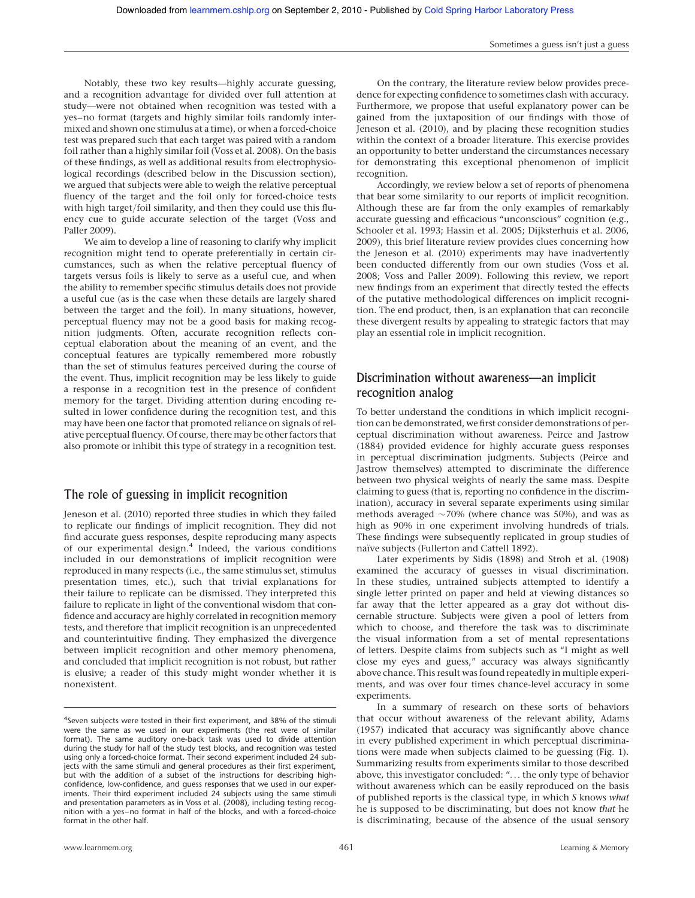Notably, these two key results—highly accurate guessing, and a recognition advantage for divided over full attention at study—were not obtained when recognition was tested with a yes–no format (targets and highly similar foils randomly intermixed and shown one stimulus at a time), or when a forced-choice test was prepared such that each target was paired with a random foil rather than a highly similar foil (Voss et al. 2008). On the basis of these findings, as well as additional results from electrophysiological recordings (described below in the Discussion section), we argued that subjects were able to weigh the relative perceptual fluency of the target and the foil only for forced-choice tests with high target/foil similarity, and then they could use this fluency cue to guide accurate selection of the target (Voss and Paller 2009).

We aim to develop a line of reasoning to clarify why implicit recognition might tend to operate preferentially in certain circumstances, such as when the relative perceptual fluency of targets versus foils is likely to serve as a useful cue, and when the ability to remember specific stimulus details does not provide a useful cue (as is the case when these details are largely shared between the target and the foil). In many situations, however, perceptual fluency may not be a good basis for making recognition judgments. Often, accurate recognition reflects conceptual elaboration about the meaning of an event, and the conceptual features are typically remembered more robustly than the set of stimulus features perceived during the course of the event. Thus, implicit recognition may be less likely to guide a response in a recognition test in the presence of confident memory for the target. Dividing attention during encoding resulted in lower confidence during the recognition test, and this may have been one factor that promoted reliance on signals of relative perceptual fluency. Of course, there may be other factors that also promote or inhibit this type of strategy in a recognition test.

## The role of guessing in implicit recognition

Jeneson et al. (2010) reported three studies in which they failed to replicate our findings of implicit recognition. They did not find accurate guess responses, despite reproducing many aspects of our experimental design.[4] Indeed, the various conditions included in our demonstrations of implicit recognition were reproduced in many respects (i.e., the same stimulus set, stimulus presentation times, etc.), such that trivial explanations for their failure to replicate can be dismissed. They interpreted this failure to replicate in light of the conventional wisdom that confidence and accuracy are highly correlated in recognition memory tests, and therefore that implicit recognition is an unprecedented and counterintuitive finding. They emphasized the divergence between implicit recognition and other memory phenomena, and concluded that implicit recognition is not robust, but rather is elusive; a reader of this study might wonder whether it is nonexistent.

[4]Seven subjects were tested in their first experiment, and 38% of the stimuli were the same as we used in our experiments (the rest were of similar format). The same auditory one-back task was used to divide attention during the study for half of the study test blocks, and recognition was tested using only a forced-choice format. Their second experiment included 24 subjects with the same stimuli and general procedures as their first experiment, but with the addition of a subset of the instructions for describing high-confidence, low-confidence, and guess responses that we used in our experiments. Their third experiment included 24 subjects using the same stimuli and presentation parameters as in Voss et al. (2008), including testing recognition with a yes–no format in half of the blocks, and with a forced-choice format in the other half.

On the contrary, the literature review below provides precedence for expecting confidence to sometimes clash with accuracy. Furthermore, we propose that useful explanatory power can be gained from the juxtaposition of our findings with those of Jeneson et al. (2010), and by placing these recognition studies within the context of a broader literature. This exercise provides an opportunity to better understand the circumstances necessary for demonstrating this exceptional phenomenon of implicit recognition.

Accordingly, we review below a set of reports of phenomena that bear some similarity to our reports of implicit recognition. Although these are far from the only examples of remarkably accurate guessing and efficacious "unconscious" cognition (e.g., Schooler et al. 1993; Hassin et al. 2005; Dijksterhuis et al. 2006, 2009), this brief literature review provides clues concerning how the Jeneson et al. (2010) experiments may have inadvertently been conducted differently from our own studies (Voss et al. 2008; Voss and Paller 2009). Following this review, we report new findings from an experiment that directly tested the effects of the putative methodological differences on implicit recognition. The end product, then, is an explanation that can reconcile these divergent results by appealing to strategic factors that may play an essential role in implicit recognition.

## Discrimination without awareness—an implicit recognition analog

To better understand the conditions in which implicit recognition can be demonstrated, we first consider demonstrations of perceptual discrimination without awareness. Peirce and Jastrow (1884) provided evidence for highly accurate guess responses in perceptual discrimination judgments. Subjects (Peirce and Jastrow themselves) attempted to discriminate the difference between two physical weights of nearly the same mass. Despite claiming to guess (that is, reporting no confidence in the discrimination), accuracy in several separate experiments using similar methods averaged ~70% (where chance was 50%), and was as high as 90% in one experiment involving hundreds of trials. These findings were subsequently replicated in group studies of naïve subjects (Fullerton and Cattell 1892).

Later experiments by Sidis (1898) and Stroh et al. (1908) examined the accuracy of guesses in visual discrimination. In these studies, untrained subjects attempted to identify a single letter printed on paper and held at viewing distances so far away that the letter appeared as a gray dot without discernable structure. Subjects were given a pool of letters from which to choose, and therefore the task was to discriminate the visual information from a set of mental representations of letters. Despite claims from subjects such as "I might as well close my eyes and guess," accuracy was always significantly above chance. This result was found repeatedly in multiple experiments, and was over four times chance-level accuracy in some experiments.

In a summary of research on these sorts of behaviors that occur without awareness of the relevant ability, Adams (1957) indicated that accuracy was significantly above chance in every published experiment in which perceptual discriminations were made when subjects claimed to be guessing (Fig. 1). Summarizing results from experiments similar to those described above, this investigator concluded: "... the only type of behavior without awareness which can be easily reproduced on the basis of published reports is the classical type, in which *S* knows *what* he is supposed to be discriminating, but does not know *that* he is discriminating, because of the absence of the usual sensory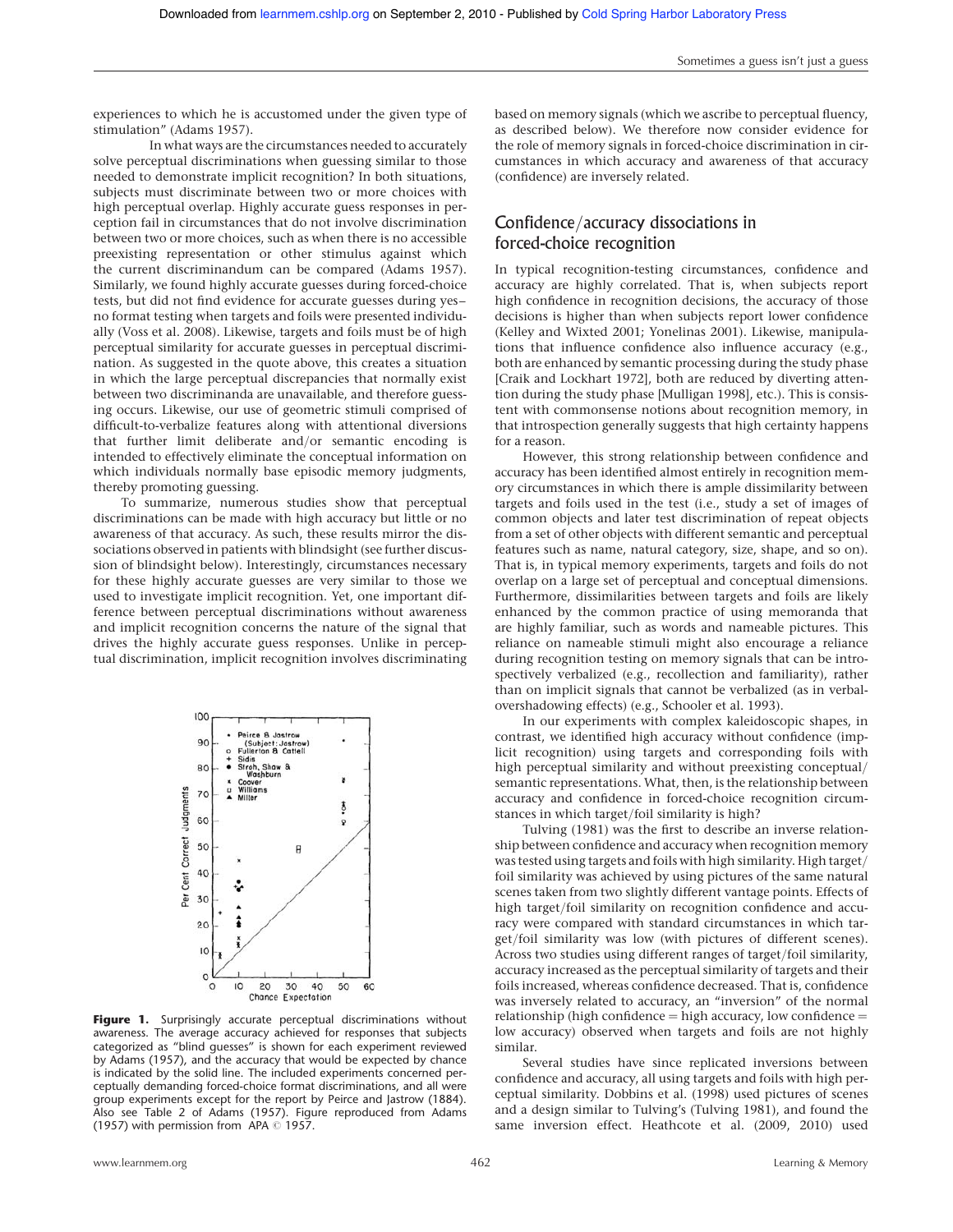experiences to which he is accustomed under the given type of stimulation" (Adams 1957).

In what ways are the circumstances needed to accurately solve perceptual discriminations when guessing similar to those needed to demonstrate implicit recognition? In both situations, subjects must discriminate between two or more choices with high perceptual overlap. Highly accurate guess responses in perception fail in circumstances that do not involve discrimination between two or more choices, such as when there is no accessible preexisting representation or other stimulus against which the current discriminandum can be compared (Adams 1957). Similarly, we found highly accurate guesses during forced-choice tests, but did not find evidence for accurate guesses during yes–no format testing when targets and foils were presented individually (Voss et al. 2008). Likewise, targets and foils must be of high perceptual similarity for accurate guesses in perceptual discrimination. As suggested in the quote above, this creates a situation in which the large perceptual discrepancies that normally exist between two discriminanda are unavailable, and therefore guessing occurs. Likewise, our use of geometric stimuli comprised of difficult-to-verbalize features along with attentional diversions that further limit deliberate and/or semantic encoding is intended to effectively eliminate the conceptual information on which individuals normally base episodic memory judgments, thereby promoting guessing.

To summarize, numerous studies show that perceptual discriminations can be made with high accuracy but little or no awareness of that accuracy. As such, these results mirror the dissociations observed in patients with blindsight (see further discussion of blindsight below). Interestingly, circumstances necessary for these highly accurate guesses are very similar to those we used to investigate implicit recognition. Yet, one important difference between perceptual discriminations without awareness and implicit recognition concerns the nature of the signal that drives the highly accurate guess responses. Unlike in perceptual discrimination, implicit recognition involves discriminating based on memory signals (which we ascribe to perceptual fluency, as described below). We therefore now consider evidence for the role of memory signals in forced-choice discrimination in circumstances in which accuracy and awareness of that accuracy (confidence) are inversely related.

**Figure 1.** Surprisingly accurate perceptual discriminations without awareness. The average accuracy achieved for responses that subjects categorized as "blind guesses" is shown for each experiment reviewed by Adams (1957), and the accuracy that would be expected by chance is indicated by the solid line. The included experiments concerned perceptually demanding forced-choice format discriminations, and all were group experiments except for the report by Peirce and Jastrow (1884). Also see Table 2 of Adams (1957). Figure reproduced from Adams (1957) with permission from APA © 1957.

## Confidence/accuracy dissociations in forced-choice recognition

In typical recognition-testing circumstances, confidence and accuracy are highly correlated. That is, when subjects report high confidence in recognition decisions, the accuracy of those decisions is higher than when subjects report lower confidence (Kelley and Wixted 2001; Yonelinas 2001). Likewise, manipulations that influence confidence also influence accuracy (e.g., both are enhanced by semantic processing during the study phase [Craik and Lockhart 1972], both are reduced by diverting attention during the study phase [Mulligan 1998], etc.). This is consistent with commonsense notions about recognition memory, in that introspection generally suggests that high certainty happens for a reason.

However, this strong relationship between confidence and accuracy has been identified almost entirely in recognition memory circumstances in which there is ample dissimilarity between targets and foils used in the test (i.e., study a set of images of common objects and later test discrimination of repeat objects from a set of other objects with different semantic and perceptual features such as name, natural category, size, shape, and so on). That is, in typical memory experiments, targets and foils do not overlap on a large set of perceptual and conceptual dimensions. Furthermore, dissimilarities between targets and foils are likely enhanced by the common practice of using memoranda that are highly familiar, such as words and nameable pictures. This reliance on nameable stimuli might also encourage a reliance during recognition testing on memory signals that can be introspectively verbalized (e.g., recollection and familiarity), rather than on implicit signals that cannot be verbalized (as in verbal-overshadowing effects) (e.g., Schooler et al. 1993).

In our experiments with complex kaleidoscopic shapes, in contrast, we identified high accuracy without confidence (implicit recognition) using targets and corresponding foils with high perceptual similarity and without preexisting conceptual/semantic representations. What, then, is the relationship between accuracy and confidence in forced-choice recognition circumstances in which target/foil similarity is high?

Tulving (1981) was the first to describe an inverse relationship between confidence and accuracy when recognition memory was tested using targets and foils with high similarity. High target/foil similarity was achieved by using pictures of the same natural scenes taken from two slightly different vantage points. Effects of high target/foil similarity on recognition confidence and accuracy were compared with standard circumstances in which target/foil similarity was low (with pictures of different scenes). Across two studies using different ranges of target/foil similarity, accuracy increased as the perceptual similarity of targets and their foils increased, whereas confidence decreased. That is, confidence was inversely related to accuracy, an "inversion" of the normal relationship (high confidence = high accuracy, low confidence = low accuracy) observed when targets and foils are not highly similar.

Several studies have since replicated inversions between confidence and accuracy, all using targets and foils with high perceptual similarity. Dobbins et al. (1998) used pictures of scenes and a design similar to Tulving's (Tulving 1981), and found the same inversion effect. Heathcote et al. (2009, 2010) used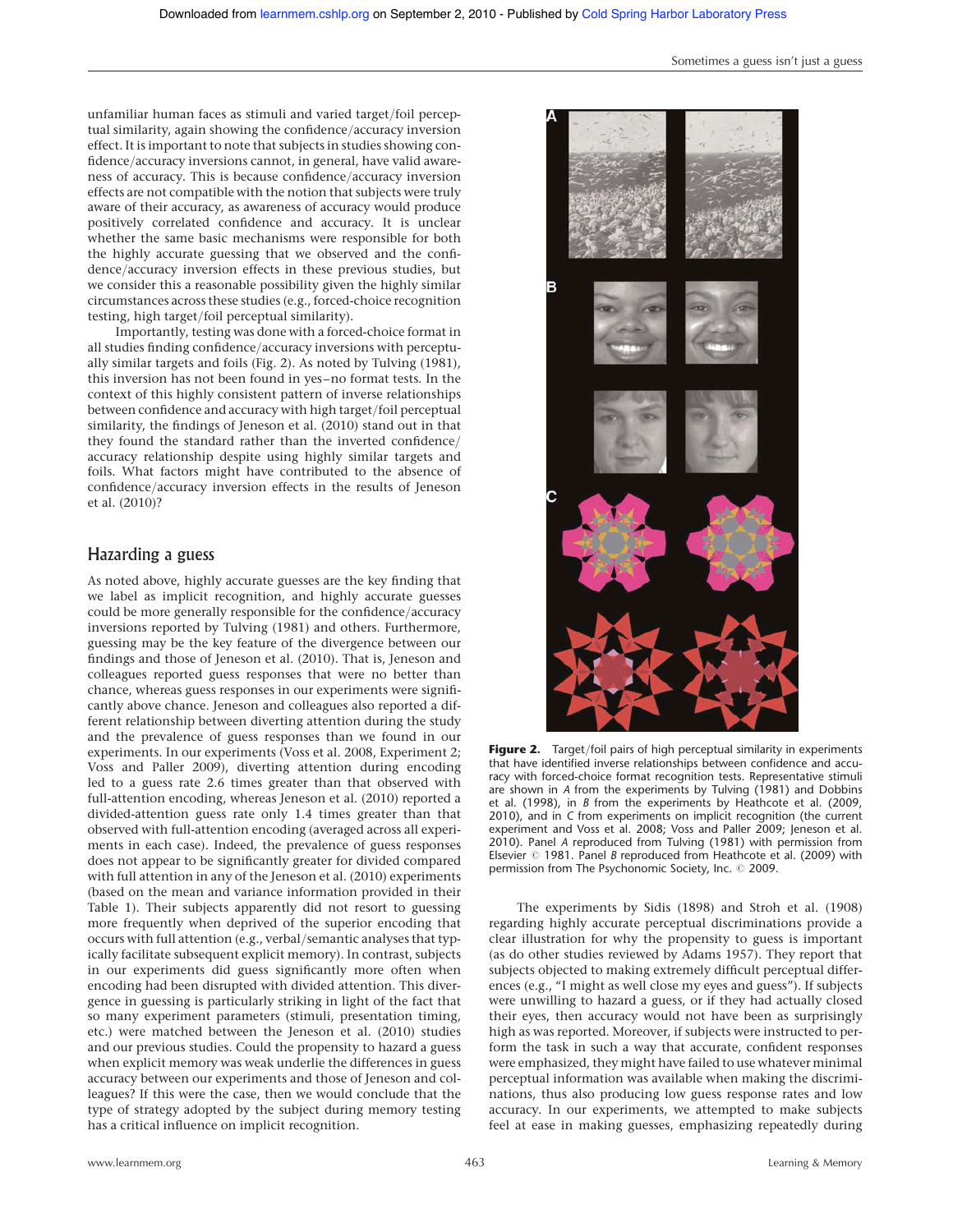unfamiliar human faces as stimuli and varied target/foil perceptual similarity, again showing the confidence/accuracy inversion effect. It is important to note that subjects in studies showing confidence/accuracy inversions cannot, in general, have valid awareness of accuracy. This is because confidence/accuracy inversion effects are not compatible with the notion that subjects were truly aware of their accuracy, as awareness of accuracy would produce positively correlated confidence and accuracy. It is unclear whether the same basic mechanisms were responsible for both the highly accurate guessing that we observed and the confidence/accuracy inversion effects in these previous studies, but we consider this a reasonable possibility given the highly similar circumstances across these studies (e.g., forced-choice recognition testing, high target/foil perceptual similarity).

Importantly, testing was done with a forced-choice format in all studies finding confidence/accuracy inversions with perceptually similar targets and foils (Fig. 2). As noted by Tulving (1981), this inversion has not been found in yes–no format tests. In the context of this highly consistent pattern of inverse relationships between confidence and accuracy with high target/foil perceptual similarity, the findings of Jeneson et al. (2010) stand out in that they found the standard rather than the inverted confidence/accuracy relationship despite using highly similar targets and foils. What factors might have contributed to the absence of confidence/accuracy inversion effects in the results of Jeneson et al. (2010)?

## Hazarding a guess

As noted above, highly accurate guesses are the key finding that we label as implicit recognition, and highly accurate guesses could be more generally responsible for the confidence/accuracy inversions reported by Tulving (1981) and others. Furthermore, guessing may be the key feature of the divergence between our findings and those of Jeneson et al. (2010). That is, Jeneson and colleagues reported guess responses that were no better than chance, whereas guess responses in our experiments were significantly above chance. Jeneson and colleagues also reported a different relationship between diverting attention during the study and the prevalence of guess responses than we found in our experiments. In our experiments (Voss et al. 2008, Experiment 2; Voss and Paller 2009), diverting attention during encoding led to a guess rate 2.6 times greater than that observed with full-attention encoding, whereas Jeneson et al. (2010) reported a divided-attention guess rate only 1.4 times greater than that observed with full-attention encoding (averaged across all experiments in each case). Indeed, the prevalence of guess responses does not appear to be significantly greater for divided compared with full attention in any of the Jeneson et al. (2010) experiments (based on the mean and variance information provided in their Table 1). Their subjects apparently did not resort to guessing more frequently when deprived of the superior encoding that occurs with full attention (e.g., verbal/semantic analyses that typically facilitate subsequent explicit memory). In contrast, subjects in our experiments did guess significantly more often when encoding had been disrupted with divided attention. This divergence in guessing is particularly striking in light of the fact that so many experiment parameters (stimuli, presentation timing, etc.) were matched between the Jeneson et al. (2010) studies and our previous studies. Could the propensity to hazard a guess when explicit memory was weak underlie the differences in guess accuracy between our experiments and those of Jeneson and colleagues? If this were the case, then we would conclude that the type of strategy adopted by the subject during memory testing has a critical influence on implicit recognition.

**Figure 2.** Target/foil pairs of high perceptual similarity in experiments that have identified inverse relationships between confidence and accuracy with forced-choice format recognition tests. Representative stimuli are shown in *A* from the experiments by Tulving (1981) and Dobbins et al. (1998), in *B* from the experiments by Heathcote et al. (2009, 2010), and in *C* from experiments on implicit recognition (the current experiment and Voss et al. 2008; Voss and Paller 2009; Jeneson et al. 2010). Panel *A* reproduced from Tulving (1981) with permission from Elsevier © 1981. Panel *B* reproduced from Heathcote et al. (2009) with permission from The Psychonomic Society, Inc. © 2009.

The experiments by Sidis (1898) and Stroh et al. (1908) regarding highly accurate perceptual discriminations provide a clear illustration for why the propensity to guess is important (as do other studies reviewed by Adams 1957). They report that subjects objected to making extremely difficult perceptual differences (e.g., "I might as well close my eyes and guess"). If subjects were unwilling to hazard a guess, or if they had actually closed their eyes, then accuracy would not have been as surprisingly high as was reported. Moreover, if subjects were instructed to perform the task in such a way that accurate, confident responses were emphasized, they might have failed to use whatever minimal perceptual information was available when making the discriminations, thus also producing low guess response rates and low accuracy. In our experiments, we attempted to make subjects feel at ease in making guesses, emphasizing repeatedly during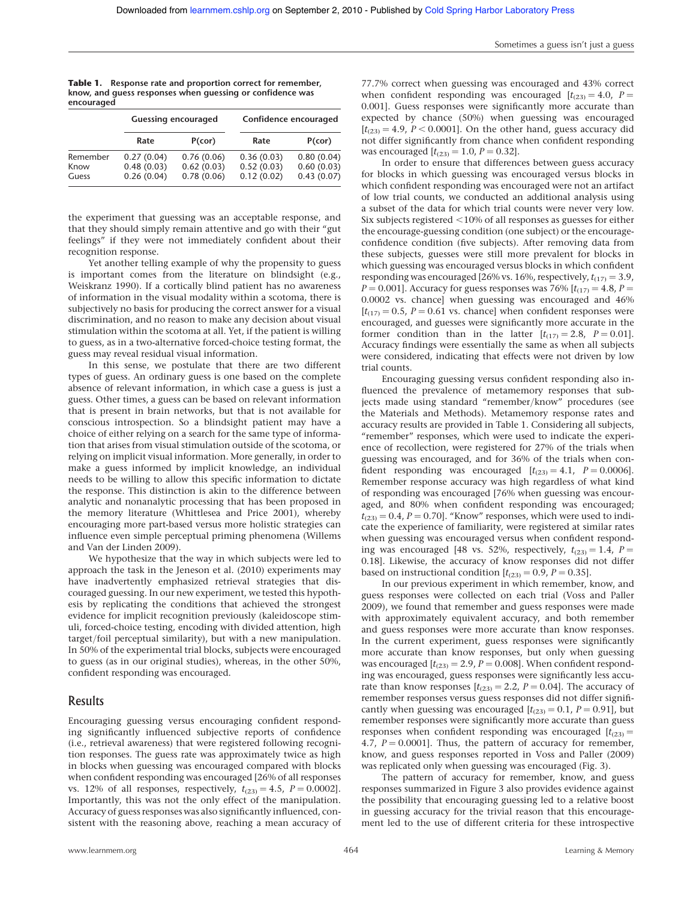**Table 1.** Response rate and proportion correct for remember, know, and guess responses when guessing or confidence was encouraged

| | Guessing encouraged | | Confidence encouraged | |
|---|---|---|---|---|
| | Rate | P(cor) | Rate | P(cor) |
| Remember | 0.27 (0.04) | 0.76 (0.06) | 0.36 (0.03) | 0.80 (0.04) |
| Know | 0.48 (0.03) | 0.62 (0.03) | 0.52 (0.03) | 0.60 (0.03) |
| Guess | 0.26 (0.04) | 0.78 (0.06) | 0.12 (0.02) | 0.43 (0.07) |

the experiment that guessing was an acceptable response, and that they should simply remain attentive and go with their "gut feelings" if they were not immediately confident about their recognition response.

Yet another telling example of why the propensity to guess is important comes from the literature on blindsight (e.g., Weiskranz 1990). If a cortically blind patient has no awareness of information in the visual modality within a scotoma, there is subjectively no basis for producing the correct answer for a visual discrimination, and no reason to make any decision about visual stimulation within the scotoma at all. Yet, if the patient is willing to guess, as in a two-alternative forced-choice testing format, the guess may reveal residual visual information.

In this sense, we postulate that there are two different types of guess. An ordinary guess is one based on the complete absence of relevant information, in which case a guess is just a guess. Other times, a guess can be based on relevant information that is present in brain networks, but that is not available for conscious introspection. So a blindsight patient may have a choice of either relying on a search for the same type of information that arises from visual stimulation outside of the scotoma, or relying on implicit visual information. More generally, in order to make a guess informed by implicit knowledge, an individual needs to be willing to allow this specific information to dictate the response. This distinction is akin to the difference between analytic and nonanalytic processing that has been proposed in the memory literature (Whittlesea and Price 2001), whereby encouraging more part-based versus more holistic strategies can influence even simple perceptual priming phenomena (Willems and Van der Linden 2009).

We hypothesize that the way in which subjects were led to approach the task in the Jeneson et al. (2010) experiments may have inadvertently emphasized retrieval strategies that discouraged guessing. In our new experiment, we tested this hypothesis by replicating the conditions that achieved the strongest evidence for implicit recognition previously (kaleidoscope stimuli, forced-choice testing, encoding with divided attention, high target/foil perceptual similarity), but with a new manipulation. In 50% of the experimental trial blocks, subjects were encouraged to guess (as in our original studies), whereas, in the other 50%, confident responding was encouraged.

## Results

Encouraging guessing versus encouraging confident responding significantly influenced subjective reports of confidence (i.e., retrieval awareness) that were registered following recognition responses. The guess rate was approximately twice as high in blocks when guessing was encouraged compared with blocks when confident responding was encouraged [26% of all responses vs. 12% of all responses, respectively, $t_{(23)} = 4.5$, $P = 0.0002$]. Importantly, this was not the only effect of the manipulation. Accuracy of guess responses was also significantly influenced, consistent with the reasoning above, reaching a mean accuracy of 77.7% correct when guessing was encouraged and 43% correct when confident responding was encouraged [$t_{(23)} = 4.0$, $P = 0.001$]. Guess responses were significantly more accurate than expected by chance (50%) when guessing was encouraged [$t_{(23)} = 4.9$, $P < 0.0001$]. On the other hand, guess accuracy did not differ significantly from chance when confident responding was encouraged [$t_{(23)} = 1.0$, $P = 0.32$].

In order to ensure that differences between guess accuracy for blocks in which guessing was encouraged versus blocks in which confident responding was encouraged were not an artifact of low trial counts, we conducted an additional analysis using a subset of the data for which trial counts were never very low. Six subjects registered <10% of all responses as guesses for either the encourage-guessing condition (one subject) or the encourage-confidence condition (five subjects). After removing data from these subjects, guesses were still more prevalent for blocks in which guessing was encouraged versus blocks in which confident responding was encouraged [26% vs. 16%, respectively, $t_{(17)} = 3.9$, $P = 0.001$]. Accuracy for guess responses was 76% [$t_{(17)} = 4.8$, $P = 0.0002$ vs. chance] when guessing was encouraged and 46% [$t_{(17)} = 0.5$, $P = 0.61$ vs. chance] when confident responses were encouraged, and guesses were significantly more accurate in the former condition than in the latter [$t_{(17)} = 2.8$, $P = 0.01$]. Accuracy findings were essentially the same as when all subjects were considered, indicating that effects were not driven by low trial counts.

Encouraging guessing versus confident responding also influenced the prevalence of metamemory responses that subjects made using standard "remember/know" procedures (see the Materials and Methods). Metamemory response rates and accuracy results are provided in Table 1. Considering all subjects, "remember" responses, which were used to indicate the experience of recollection, were registered for 27% of the trials when guessing was encouraged, and for 36% of the trials when confident responding was encouraged [$t_{(23)} = 4.1$, $P = 0.0006$]. Remember response accuracy was high regardless of what kind of responding was encouraged [76% when guessing was encouraged, and 80% when confident responding was encouraged; $t_{(23)} = 0.4$, $P = 0.70$]. "Know" responses, which were used to indicate the experience of familiarity, were registered at similar rates when guessing was encouraged versus when confident responding was encouraged [48 vs. 52%, respectively, $t_{(23)} = 1.4$, $P = 0.18$]. Likewise, the accuracy of know responses did not differ based on instructional condition [$t_{(23)} = 0.9$, $P = 0.35$].

In our previous experiment in which remember, know, and guess responses were collected on each trial (Voss and Paller 2009), we found that remember and guess responses were made with approximately equivalent accuracy, and both remember and guess responses were more accurate than know responses. In the current experiment, guess responses were significantly more accurate than know responses, but only when guessing was encouraged [$t_{(23)} = 2.9$, $P = 0.008$]. When confident responding was encouraged, guess responses were significantly less accurate than know responses [$t_{(23)} = 2.2$, $P = 0.04$]. The accuracy of remember responses versus guess responses did not differ significantly when guessing was encouraged [$t_{(23)} = 0.1$, $P = 0.91$], but remember responses were significantly more accurate than guess responses when confident responding was encouraged [$t_{(23)} = 4.7$, $P = 0.0001$]. Thus, the pattern of accuracy for remember, know, and guess responses reported in Voss and Paller (2009) was replicated only when guessing was encouraged (Fig. 3).

The pattern of accuracy for remember, know, and guess responses summarized in Figure 3 also provides evidence against the possibility that encouraging guessing led to a relative boost in guessing accuracy for the trivial reason that this encouragement led to the use of different criteria for these introspective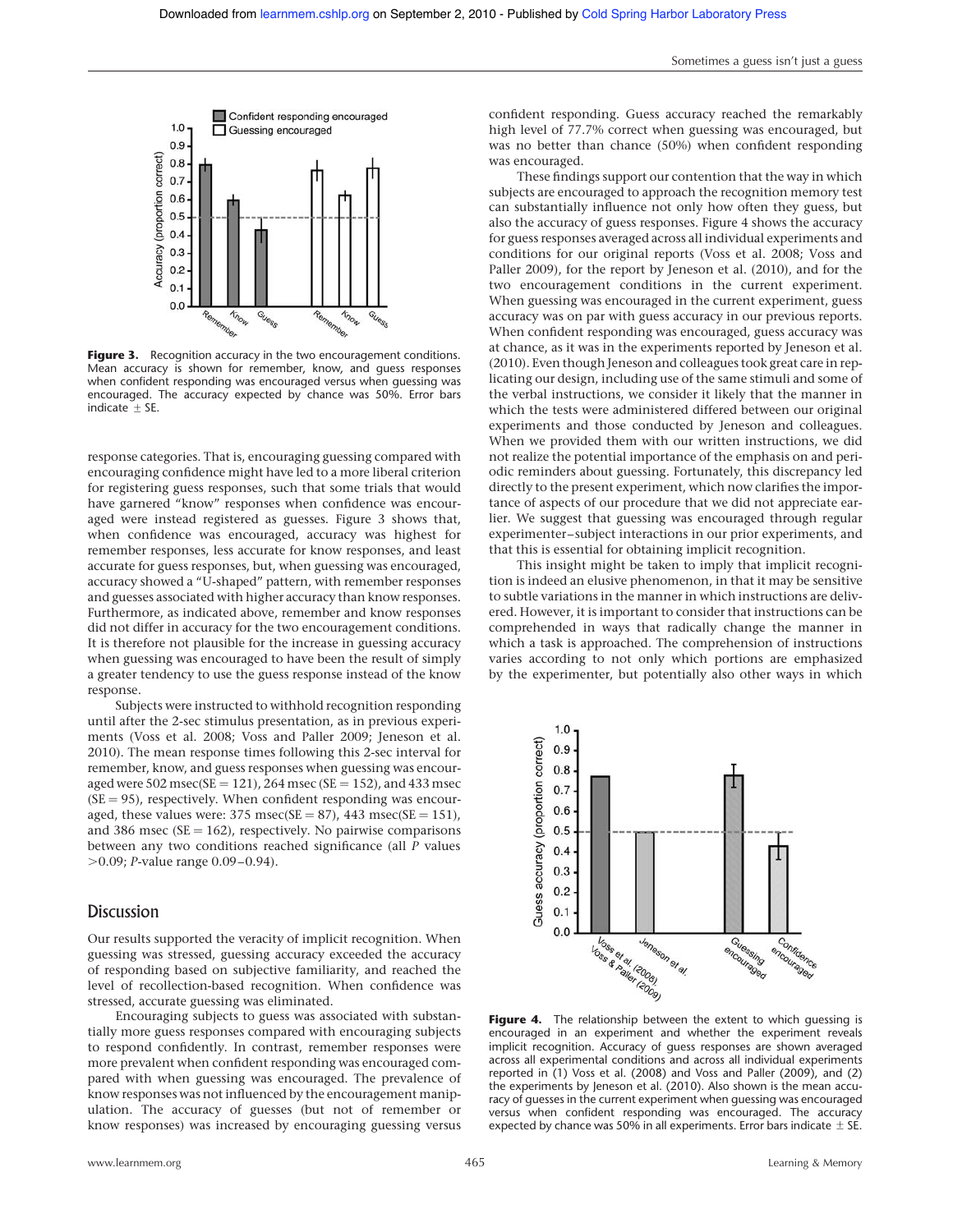**Figure 3.** Recognition accuracy in the two encouragement conditions. Mean accuracy is shown for remember, know, and guess responses when confident responding was encouraged versus when guessing was encouraged. The accuracy expected by chance was 50%. Error bars indicate ± SE.

response categories. That is, encouraging guessing compared with encouraging confidence might have led to a more liberal criterion for registering guess responses, such that some trials that would have garnered "know" responses when confidence was encouraged were instead registered as guesses. Figure 3 shows that, when confidence was encouraged, accuracy was highest for remember responses, less accurate for know responses, and least accurate for guess responses, but, when guessing was encouraged, accuracy showed a "U-shaped" pattern, with remember responses and guesses associated with higher accuracy than know responses. Furthermore, as indicated above, remember and know responses did not differ in accuracy for the two encouragement conditions. It is therefore not plausible for the increase in guessing accuracy when guessing was encouraged to have been the result of simply a greater tendency to use the guess response instead of the know response.

Subjects were instructed to withhold recognition responding until after the 2-sec stimulus presentation, as in previous experiments (Voss et al. 2008; Voss and Paller 2009; Jeneson et al. 2010). The mean response times following this 2-sec interval for remember, know, and guess responses when guessing was encouraged were 502 msec(SE = 121), 264 msec (SE = 152), and 433 msec (SE = 95), respectively. When confident responding was encouraged, these values were: 375 msec(SE = 87), 443 msec(SE = 151), and 386 msec (SE = 162), respectively. No pairwise comparisons between any two conditions reached significance (all $P$ values >0.09; $P$-value range 0.09–0.94).

## Discussion

Our results supported the veracity of implicit recognition. When guessing was stressed, guessing accuracy exceeded the accuracy of responding based on subjective familiarity, and reached the level of recollection-based recognition. When confidence was stressed, accurate guessing was eliminated.

Encouraging subjects to guess was associated with substantially more guess responses compared with encouraging subjects to respond confidently. In contrast, remember responses were more prevalent when confident responding was encouraged compared with when guessing was encouraged. The prevalence of know responses was not influenced by the encouragement manipulation. The accuracy of guesses (but not of remember or know responses) was increased by encouraging guessing versus confident responding. Guess accuracy reached the remarkably high level of 77.7% correct when guessing was encouraged, but was no better than chance (50%) when confident responding was encouraged.

These findings support our contention that the way in which subjects are encouraged to approach the recognition memory test can substantially influence not only how often they guess, but also the accuracy of guess responses. Figure 4 shows the accuracy for guess responses averaged across all individual experiments and conditions for our original reports (Voss et al. 2008; Voss and Paller 2009), for the report by Jeneson et al. (2010), and for the two encouragement conditions in the current experiment. When guessing was encouraged in the current experiment, guess accuracy was on par with guess accuracy in our previous reports. When confident responding was encouraged, guess accuracy was at chance, as it was in the experiments reported by Jeneson et al. (2010). Even though Jeneson and colleagues took great care in replicating our design, including use of the same stimuli and some of the verbal instructions, we consider it likely that the manner in which the tests were administered differed between our original experiments and those conducted by Jeneson and colleagues. When we provided them with our written instructions, we did not realize the potential importance of the emphasis on and periodic reminders about guessing. Fortunately, this discrepancy led directly to the present experiment, which now clarifies the importance of aspects of our procedure that we did not appreciate earlier. We suggest that guessing was encouraged through regular experimenter–subject interactions in our prior experiments, and that this is essential for obtaining implicit recognition.

This insight might be taken to imply that implicit recognition is indeed an elusive phenomenon, in that it may be sensitive to subtle variations in the manner in which instructions are delivered. However, it is important to consider that instructions can be comprehended in ways that radically change the manner in which a task is approached. The comprehension of instructions varies according to not only which portions are emphasized by the experimenter, but potentially also other ways in which

**Figure 4.** The relationship between the extent to which guessing is encouraged in an experiment and whether the experiment reveals implicit recognition. Accuracy of guess responses are shown averaged across all experimental conditions and across all individual experiments reported in (1) Voss et al. (2008) and Voss and Paller (2009), and (2) the experiments by Jeneson et al. (2010). Also shown is the mean accuracy of guesses in the current experiment when guessing was encouraged versus when confident responding was encouraged. The accuracy expected by chance was 50% in all experiments. Error bars indicate ± SE.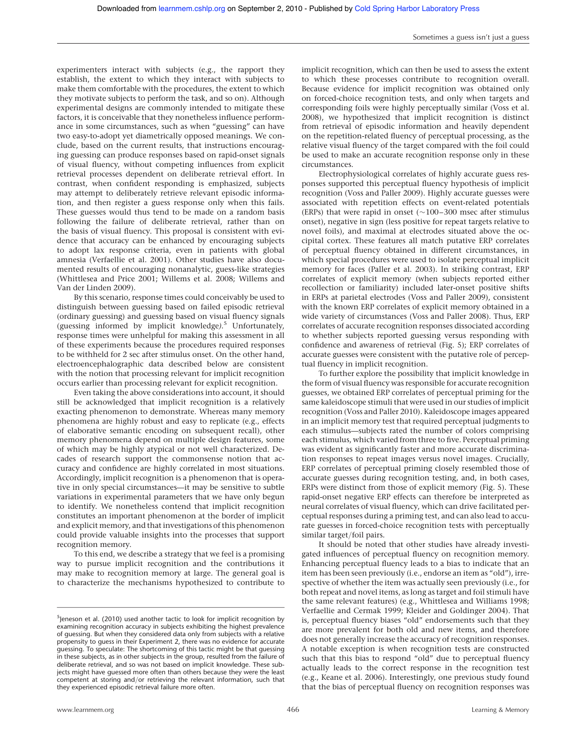experimenters interact with subjects (e.g., the rapport they establish, the extent to which they interact with subjects to make them comfortable with the procedures, the extent to which they motivate subjects to perform the task, and so on). Although experimental designs are commonly intended to mitigate these factors, it is conceivable that they nonetheless influence performance in some circumstances, such as when "guessing" can have two easy-to-adopt yet diametrically opposed meanings. We conclude, based on the current results, that instructions encouraging guessing can produce responses based on rapid-onset signals of visual fluency, without competing influences from explicit retrieval processes dependent on deliberate retrieval effort. In contrast, when confident responding is emphasized, subjects may attempt to deliberately retrieve relevant episodic information, and then register a guess response only when this fails. These guesses would thus tend to be made on a random basis following the failure of deliberate retrieval, rather than on the basis of visual fluency. This proposal is consistent with evidence that accuracy can be enhanced by encouraging subjects to adopt lax response criteria, even in patients with global amnesia (Verfaellie et al. 2001). Other studies have also documented results of encouraging nonanalytic, guess-like strategies (Whittlesea and Price 2001; Willems et al. 2008; Willems and Van der Linden 2009).

By this scenario, response times could conceivably be used to distinguish between guessing based on failed episodic retrieval (ordinary guessing) and guessing based on visual fluency signals (guessing informed by implicit knowledge).[5] Unfortunately, response times were unhelpful for making this assessment in all of these experiments because the procedures required responses to be withheld for 2 sec after stimulus onset. On the other hand, electroencephalographic data described below are consistent with the notion that processing relevant for implicit recognition occurs earlier than processing relevant for explicit recognition.

Even taking the above considerations into account, it should still be acknowledged that implicit recognition is a relatively exacting phenomenon to demonstrate. Whereas many memory phenomena are highly robust and easy to replicate (e.g., effects of elaborative semantic encoding on subsequent recall), other memory phenomena depend on multiple design features, some of which may be highly atypical or not well characterized. Decades of research support the commonsense notion that accuracy and confidence are highly correlated in most situations. Accordingly, implicit recognition is a phenomenon that is operative in only special circumstances—it may be sensitive to subtle variations in experimental parameters that we have only begun to identify. We nonetheless contend that implicit recognition constitutes an important phenomenon at the border of implicit and explicit memory, and that investigations of this phenomenon could provide valuable insights into the processes that support recognition memory.

To this end, we describe a strategy that we feel is a promising way to pursue implicit recognition and the contributions it may make to recognition memory at large. The general goal is to characterize the mechanisms hypothesized to contribute to implicit recognition, which can then be used to assess the extent to which these processes contribute to recognition overall. Because evidence for implicit recognition was obtained only on forced-choice recognition tests, and only when targets and corresponding foils were highly perceptually similar (Voss et al. 2008), we hypothesized that implicit recognition is distinct from retrieval of episodic information and heavily dependent on the repetition-related fluency of perceptual processing, as the relative visual fluency of the target compared with the foil could be used to make an accurate recognition response only in these circumstances.

Electrophysiological correlates of highly accurate guess responses supported this perceptual fluency hypothesis of implicit recognition (Voss and Paller 2009). Highly accurate guesses were associated with repetition effects on event-related potentials (ERPs) that were rapid in onset (~100–300 msec after stimulus onset), negative in sign (less positive for repeat targets relative to novel foils), and maximal at electrodes situated above the occipital cortex. These features all match putative ERP correlates of perceptual fluency obtained in different circumstances, in which special procedures were used to isolate perceptual implicit memory for faces (Paller et al. 2003). In striking contrast, ERP correlates of explicit memory (when subjects reported either recollection or familiarity) included later-onset positive shifts in ERPs at parietal electrodes (Voss and Paller 2009), consistent with the known ERP correlates of explicit memory obtained in a wide variety of circumstances (Voss and Paller 2008). Thus, ERP correlates of accurate recognition responses dissociated according to whether subjects reported guessing versus responding with confidence and awareness of retrieval (Fig. 5); ERP correlates of accurate guesses were consistent with the putative role of perceptual fluency in implicit recognition.

To further explore the possibility that implicit knowledge in the form of visual fluency was responsible for accurate recognition guesses, we obtained ERP correlates of perceptual priming for the same kaleidoscope stimuli that were used in our studies of implicit recognition (Voss and Paller 2010). Kaleidoscope images appeared in an implicit memory test that required perceptual judgments to each stimulus—subjects rated the number of colors comprising each stimulus, which varied from three to five. Perceptual priming was evident as significantly faster and more accurate discrimination responses to repeat images versus novel images. Crucially, ERP correlates of perceptual priming closely resembled those of accurate guesses during recognition testing, and, in both cases, ERPs were distinct from those of explicit memory (Fig. 5). These rapid-onset negative ERP effects can therefore be interpreted as neural correlates of visual fluency, which can drive facilitated perceptual responses during a priming test, and can also lead to accurate guesses in forced-choice recognition tests with perceptually similar target/foil pairs.

It should be noted that other studies have already investigated influences of perceptual fluency on recognition memory. Enhancing perceptual fluency leads to a bias to indicate that an item has been seen previously (i.e., endorse an item as "old"), irrespective of whether the item was actually seen previously (i.e., for both repeat and novel items, as long as target and foil stimuli have the same relevant features) (e.g., Whittlesea and Williams 1998; Verfaellie and Cermak 1999; Kleider and Goldinger 2004). That is, perceptual fluency biases "old" endorsements such that they are more prevalent for both old and new items, and therefore does not generally increase the accuracy of recognition responses. A notable exception is when recognition tests are constructed such that this bias to respond "old" due to perceptual fluency actually leads to the correct response in the recognition test (e.g., Keane et al. 2006). Interestingly, one previous study found that the bias of perceptual fluency on recognition responses was

---

[5]Jeneson et al. (2010) used another tactic to look for implicit recognition by examining recognition accuracy in subjects exhibiting the highest prevalence of guessing. But when they considered data only from subjects with a relative propensity to guess in their Experiment 2, there was no evidence for accurate guessing. To speculate: The shortcoming of this tactic might be that guessing in these subjects, as in other subjects in the group, resulted from the failure of deliberate retrieval, and so was not based on implicit knowledge. These subjects might have guessed more often than others because they were the least competent at storing and/or retrieving the relevant information, such that they experienced episodic retrieval failure more often.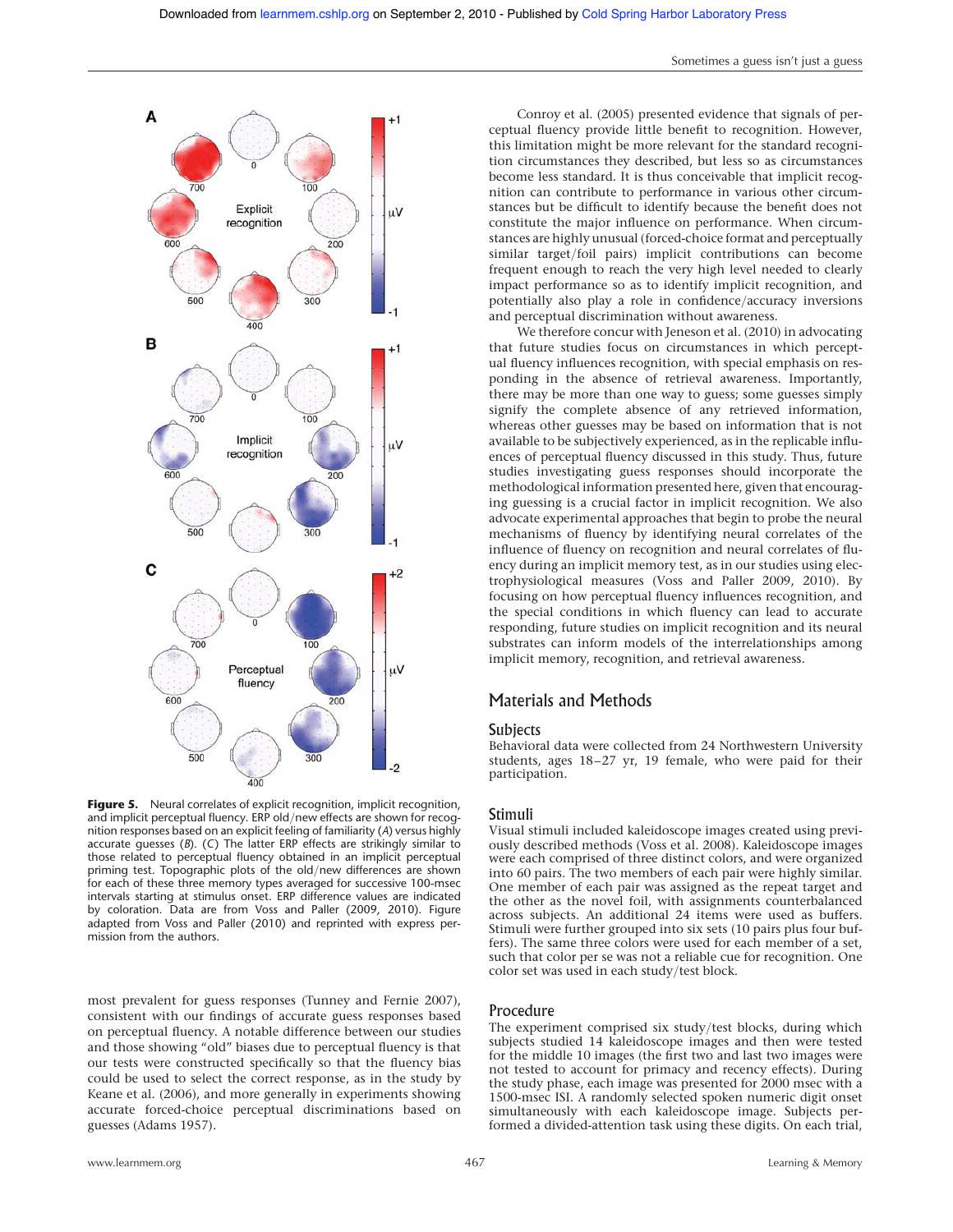**Figure 5.** Neural correlates of explicit recognition, implicit recognition, and implicit perceptual fluency. ERP old/new effects are shown for recognition responses based on an explicit feeling of familiarity (*A*) versus highly accurate guesses (*B*). (*C*) The latter ERP effects are strikingly similar to those related to perceptual fluency obtained in an implicit perceptual priming test. Topographic plots of the old/new differences are shown for each of these three memory types averaged for successive 100-msec intervals starting at stimulus onset. ERP difference values are indicated by coloration. Data are from Voss and Paller (2009, 2010). Figure adapted from Voss and Paller (2010) and reprinted with express permission from the authors.

most prevalent for guess responses (Tunney and Fernie 2007), consistent with our findings of accurate guess responses based on perceptual fluency. A notable difference between our studies and those showing "old" biases due to perceptual fluency is that our tests were constructed specifically so that the fluency bias could be used to select the correct response, as in the study by Keane et al. (2006), and more generally in experiments showing accurate forced-choice perceptual discriminations based on guesses (Adams 1957).

Conroy et al. (2005) presented evidence that signals of perceptual fluency provide little benefit to recognition. However, this limitation might be more relevant for the standard recognition circumstances they described, but less so as circumstances become less standard. It is thus conceivable that implicit recognition can contribute to performance in various other circumstances but be difficult to identify because the benefit does not constitute the major influence on performance. When circumstances are highly unusual (forced-choice format and perceptually similar target/foil pairs) implicit contributions can become frequent enough to reach the very high level needed to clearly impact performance so as to identify implicit recognition, and potentially also play a role in confidence/accuracy inversions and perceptual discrimination without awareness.

We therefore concur with Jeneson et al. (2010) in advocating that future studies focus on circumstances in which perceptual fluency influences recognition, with special emphasis on responding in the absence of retrieval awareness. Importantly, there may be more than one way to guess; some guesses simply signify the complete absence of any retrieved information, whereas other guesses may be based on information that is not available to be subjectively experienced, as in the replicable influences of perceptual fluency discussed in this study. Thus, future studies investigating guess responses should incorporate the methodological information presented here, given that encouraging guessing is a crucial factor in implicit recognition. We also advocate experimental approaches that begin to probe the neural mechanisms of fluency by identifying neural correlates of the influence of fluency on recognition and neural correlates of fluency during an implicit memory test, as in our studies using electrophysiological measures (Voss and Paller 2009, 2010). By focusing on how perceptual fluency influences recognition, and the special conditions in which fluency can lead to accurate responding, future studies on implicit recognition and its neural substrates can inform models of the interrelationships among implicit memory, recognition, and retrieval awareness.

## Materials and Methods

### Subjects

Behavioral data were collected from 24 Northwestern University students, ages 18–27 yr, 19 female, who were paid for their participation.

### Stimuli

Visual stimuli included kaleidoscope images created using previously described methods (Voss et al. 2008). Kaleidoscope images were each comprised of three distinct colors, and were organized into 60 pairs. The two members of each pair were highly similar. One member of each pair was assigned as the repeat target and the other as the novel foil, with assignments counterbalanced across subjects. An additional 24 items were used as buffers. Stimuli were further grouped into six sets (10 pairs plus four buffers). The same three colors were used for each member of a set, such that color per se was not a reliable cue for recognition. One color set was used in each study/test block.

### Procedure

The experiment comprised six study/test blocks, during which subjects studied 14 kaleidoscope images and then were tested for the middle 10 images (the first two and last two images were not tested to account for primacy and recency effects). During the study phase, each image was presented for 2000 msec with a 1500-msec ISI. A randomly selected spoken numeric digit onset simultaneously with each kaleidoscope image. Subjects performed a divided-attention task using these digits. On each trial,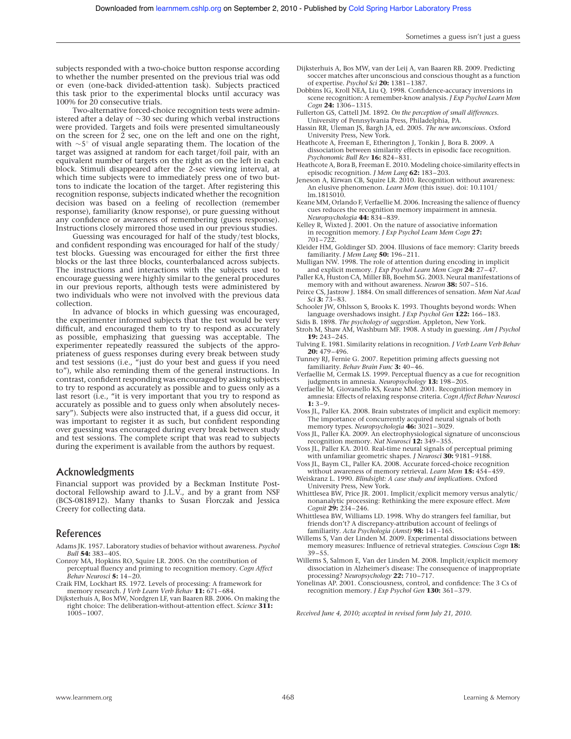subjects responded with a two-choice button response according to whether the number presented on the previous trial was odd or even (one-back divided-attention task). Subjects practiced this task prior to the experimental blocks until accuracy was 100% for 20 consecutive trials.

Two-alternative forced-choice recognition tests were administered after a delay of ~30 sec during which verbal instructions were provided. Targets and foils were presented simultaneously on the screen for 2 sec, one on the left and one on the right, with ~5° of visual angle separating them. The location of the target was assigned at random for each target/foil pair, with an equivalent number of targets on the right as on the left in each block. Stimuli disappeared after the 2-sec viewing interval, at which time subjects were to immediately press one of two buttons to indicate the location of the target. After registering this recognition response, subjects indicated whether the recognition decision was based on a feeling of recollection (remember response), familiarity (know response), or pure guessing without any confidence or awareness of remembering (guess response). Instructions closely mirrored those used in our previous studies.

Guessing was encouraged for half of the study/test blocks, and confident responding was encouraged for half of the study/test blocks. Guessing was encouraged for either the first three blocks or the last three blocks, counterbalanced across subjects. The instructions and interactions with the subjects used to encourage guessing were highly similar to the general procedures in our previous reports, although tests were administered by two individuals who were not involved with the previous data collection.

In advance of blocks in which guessing was encouraged, the experimenter informed subjects that the test would be very difficult, and encouraged them to try to respond as accurately as possible, emphasizing that guessing was acceptable. The experimenter repeatedly reassured the subjects of the appropriateness of guess responses during every break between study and test sessions (i.e., "just do your best and guess if you need to"), while also reminding them of the general instructions. In contrast, confident responding was encouraged by asking subjects to try to respond as accurately as possible and to guess only as a last resort (i.e., "it is very important that you try to respond as accurately as possible and to guess only when absolutely necessary"). Subjects were also instructed that, if a guess did occur, it was important to register it as such, but confident responding over guessing was encouraged during every break between study and test sessions. The complete script that was read to subjects during the experiment is available from the authors by request.

## Acknowledgments

Financial support was provided by a Beckman Institute Postdoctoral Fellowship award to J.L.V., and by a grant from NSF (BCS-0818912). Many thanks to Susan Florczak and Jessica Creery for collecting data.

## References

Adams JK. 1957. Laboratory studies of behavior without awareness. *Psychol Bull* **54:** 383–405.

Conroy MA, Hopkins RO, Squire LR. 2005. On the contribution of perceptual fluency and priming to recognition memory. *Cogn Affect Behav Neurosci* **5:** 14–20.

Craik FIM, Lockhart RS. 1972. Levels of processing: A framework for memory research. *J Verb Learn Verb Behav* **11:** 671–684.

Dijksterhuis A, Bos MW, Nordgren LF, van Baaren RB. 2006. On making the right choice: The deliberation-without-attention effect. *Science* **311:** 1005–1007.

Dijksterhuis A, Bos MW, van der Leij A, van Baaren RB. 2009. Predicting soccer matches after unconscious and conscious thought as a function of expertise. *Psychol Sci* **20:** 1381–1387.

Dobbins IG, Kroll NEA, Liu Q. 1998. Confidence-accuracy inversions in scene recognition: A remember-know analysis. *J Exp Psychol Learn Mem Cogn* **24:** 1306–1315.

Fullerton GS, Cattell JM. 1892. *On the perception of small differences*. University of Pennsylvania Press, Philadelphia, PA.

Hassin RR, Uleman JS, Bargh JA, ed. 2005. *The new unconscious*. Oxford University Press, New York.

Heathcote A, Freeman E, Etherington J, Tonkin J, Bora B. 2009. A dissociation between similarity effects in episodic face recognition. *Psychonomic Bull Rev* **16:** 824–831.

Heathcote A, Bora B, Freeman E. 2010. Modeling choice-similarity effects in episodic recognition. *J Mem Lang* **62:** 183–203.

Jeneson A, Kirwan CB, Squire LR. 2010. Recognition without awareness: An elusive phenomenon. *Learn Mem* (this issue). doi: 10.1101/lm.1815010.

Keane MM, Orlando F, Verfaellie M. 2006. Increasing the salience of fluency cues reduces the recognition memory impairment in amnesia. *Neuropsychologia* **44:** 834–839.

Kelley R, Wixted J. 2001. On the nature of associative information in recognition memory. *J Exp Psychol Learn Mem Cogn* **27:** 701–722.

Kleider HM, Goldinger SD. 2004. Illusions of face memory: Clarity breeds familiarity. *J Mem Lang* **50:** 196–211.

Mulligan NW. 1998. The role of attention during encoding in implicit and explicit memory. *J Exp Psychol Learn Mem Cogn* **24:** 27–47.

Paller KA, Huston CA, Miller BB, Boehm SG. 2003. Neural manifestations of memory with and without awareness. *Neuron* **38:** 507–516.

Peirce CS, Jastrow J. 1884. On small differences of sensation. *Mem Nat Acad Sci* **3:** 73–83.

Schooler JW, Ohlsson S, Brooks K. 1993. Thoughts beyond words: When language overshadows insight. *J Exp Psychol Gen* **122:** 166–183.

Sidis B. 1898. *The psychology of suggestion*. Appleton, New York.

Stroh M, Shaw AM, Washburn MF. 1908. A study in guessing. *Am J Psychol* **19:** 243–245.

Tulving E. 1981. Similarity relations in recognition. *J Verb Learn Verb Behav* **20:** 479–496.

Tunney RJ, Fernie G. 2007. Repetition priming affects guessing not familiarity. *Behav Brain Func* **3:** 40–46.

Verfaellie M, Cermak LS. 1999. Perceptual fluency as a cue for recognition judgments in amnesia. *Neuropsychology* **13:** 198–205.

Verfaellie M, Giovanello KS, Keane MM. 2001. Recognition memory in amnesia: Effects of relaxing response criteria. *Cogn Affect Behav Neurosci* **1:** 3–9.

Voss JL, Paller KA. 2008. Brain substrates of implicit and explicit memory: The importance of concurrently acquired neural signals of both memory types. *Neuropsychologia* **46:** 3021–3029.

Voss JL, Paller KA. 2009. An electrophysiological signature of unconscious recognition memory. *Nat Neurosci* **12:** 349–355.

Voss JL, Paller KA. 2010. Real-time neural signals of perceptual priming with unfamiliar geometric shapes. *J Neurosci* **30:** 9181–9188.

Voss JL, Baym CL, Paller KA. 2008. Accurate forced-choice recognition without awareness of memory retrieval. *Learn Mem* **15:** 454–459.

Weiskranz L. 1990. *Blindsight: A case study and implications*. Oxford University Press, New York.

Whittlesea BW, Price JR. 2001. Implicit/explicit memory versus analytic/nonanalytic processing: Rethinking the mere exposure effect. *Mem Cognit* **29:** 234–246.

Whittlesea BW, Williams LD. 1998. Why do strangers feel familiar, but friends don't? A discrepancy-attribution account of feelings of familiarity. *Acta Psychologia (Amst)* **98:** 141–165.

Willems S, Van der Linden M. 2009. Experimental dissociations between memory measures: Influence of retrieval strategies. *Conscious Cogn* **18:** 39–55.

Willems S, Salmon E, Van der Linden M. 2008. Implicit/explicit memory dissociation in Alzheimer's disease: The consequence of inappropriate processing? *Neuropsychology* **22:** 710–717.

Yonelinas AP. 2001. Consciousness, control, and confidence: The 3 Cs of recognition memory. *J Exp Psychol Gen* **130:** 361–379.

*Received June 4, 2010; accepted in revised form July 21, 2010.*